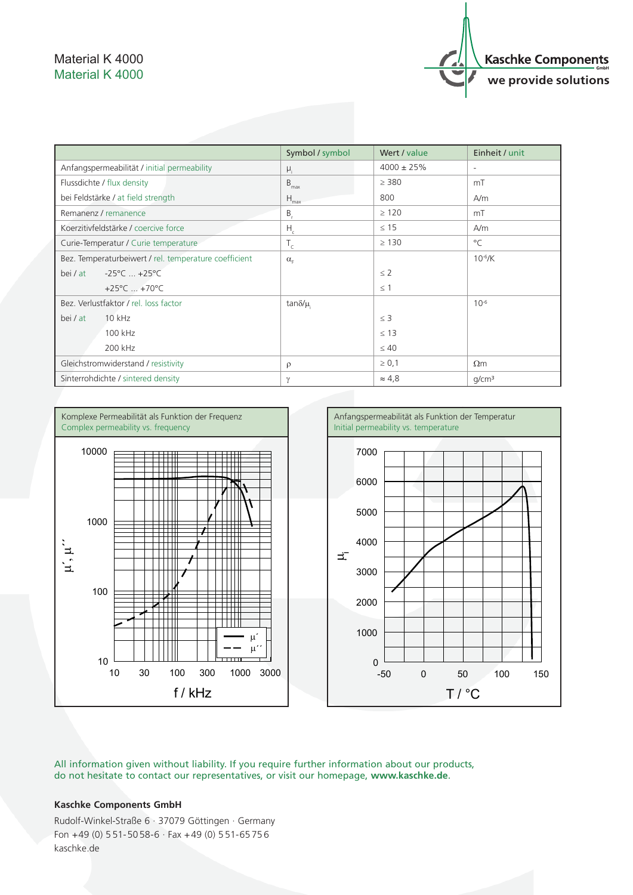# Material K 4000
## Material K 4000

Kaschke Components GmbH
we provide solutions

| | Symbol / symbol | Wert / value | Einheit / unit |
|---|---|---|---|
| Anfangspermeabilität / initial permeability | $\mu_i$ | 4000 ± 25% | - |
| Flussdichte / flux density | $B_{max}$ | ≥ 380 | mT |
| bei Feldstärke / at field strength | $H_{max}$ | 800 | A/m |
| Remanenz / remanence | $B_r$ | ≥ 120 | mT |
| Koerzitivfeldstärke / coercive force | $H_c$ | ≤ 15 | A/m |
| Curie-Temperatur / Curie temperature | $T_c$ | ≥ 130 | °C |
| Bez. Temperaturbeiwert / rel. temperature coefficient | $\alpha_F$ | | $10^{-6}$/K |
| bei / at -25°C … +25°C | | ≤ 2 | |
| +25°C … +70°C | | ≤ 1 | |
| Bez. Verlustfaktor / rel. loss factor | $\tan\delta/\mu_i$ | | $10^{-6}$ |
| bei / at 10 kHz | | ≤ 3 | |
| 100 kHz | | ≤ 13 | |
| 200 kHz | | ≤ 40 | |
| Gleichstromwiderstand / resistivity | $\rho$ | ≥ 0,1 | Ωm |
| Sinterrohdichte / sintered density | $\gamma$ | ≈ 4,8 | g/cm³ |

Komplexe Permeabilität als Funktion der Frequenz
Complex permeability vs. frequency

Anfangspermeabilität als Funktion der Temperatur
Initial permeability vs. temperature

All information given without liability. If you require further information about our products, do not hesitate to contact our representatives, or visit our homepage, **www.kaschke.de**.

**Kaschke Components GmbH**

Rudolf-Winkel-Straße 6 · 37079 Göttingen · Germany
Fon +49 (0) 551-5058-6 · Fax +49 (0) 551-65756
kaschke.de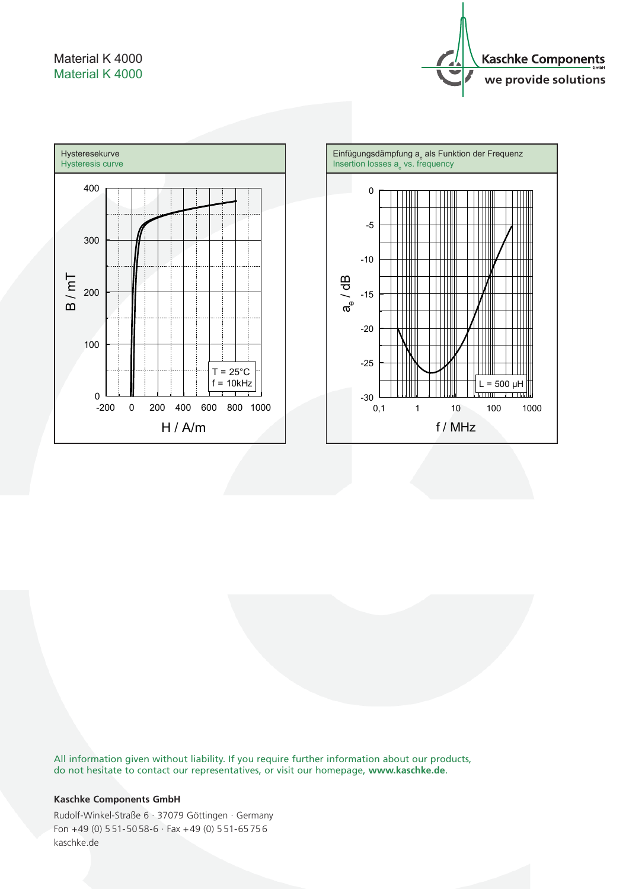Material K 4000
Material K 4000

Kaschke Components
we provide solutions

Hysteresekurve
Hysteresis curve

B / mT
400
300
200
100
0
-200 0 200 400 600 800 1000
H / A/m
T = 25°C
f = 10kHz

Einfügungsdämpfung $a_e$ als Funktion der Frequenz
Insertion losses $a_e$ vs. frequency

$a_e$ / dB
0
-5
-10
-15
-20
-25
-30
0,1 1 10 100 1000
f / MHz
L = 500 µH

All information given without liability. If you require further information about our products, do not hesitate to contact our representatives, or visit our homepage, **www.kaschke.de**.

**Kaschke Components GmbH**

Rudolf-Winkel-Straße 6 · 37079 Göttingen · Germany
Fon +49 (0) 551-5058-6 · Fax +49 (0) 551-65756
kaschke.de